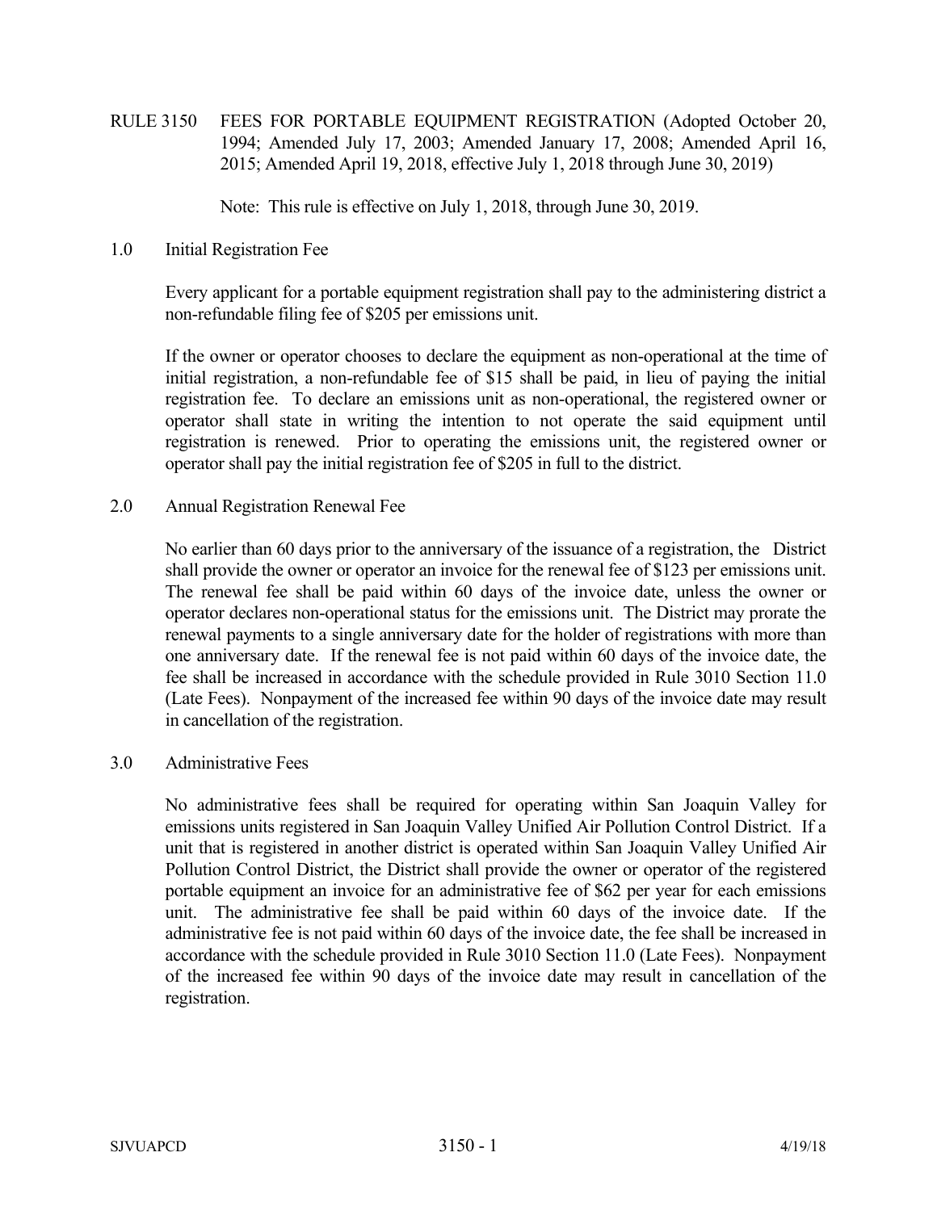# RULE 3150 FEES FOR PORTABLE EQUIPMENT REGISTRATION (Adopted October 20, 1994; Amended July 17, 2003; Amended January 17, 2008; Amended April 16, 2015; Amended April 19, 2018, effective July 1, 2018 through June 30, 2019)

Note: This rule is effective on July 1, 2018, through June 30, 2019.

## 1.0 Initial Registration Fee

Every applicant for a portable equipment registration shall pay to the administering district a non-refundable filing fee of $205 per emissions unit.

If the owner or operator chooses to declare the equipment as non-operational at the time of initial registration, a non-refundable fee of $15 shall be paid, in lieu of paying the initial registration fee. To declare an emissions unit as non-operational, the registered owner or operator shall state in writing the intention to not operate the said equipment until registration is renewed. Prior to operating the emissions unit, the registered owner or operator shall pay the initial registration fee of $205 in full to the district.

## 2.0 Annual Registration Renewal Fee

No earlier than 60 days prior to the anniversary of the issuance of a registration, the District shall provide the owner or operator an invoice for the renewal fee of $123 per emissions unit. The renewal fee shall be paid within 60 days of the invoice date, unless the owner or operator declares non-operational status for the emissions unit. The District may prorate the renewal payments to a single anniversary date for the holder of registrations with more than one anniversary date. If the renewal fee is not paid within 60 days of the invoice date, the fee shall be increased in accordance with the schedule provided in Rule 3010 Section 11.0 (Late Fees). Nonpayment of the increased fee within 90 days of the invoice date may result in cancellation of the registration.

## 3.0 Administrative Fees

No administrative fees shall be required for operating within San Joaquin Valley for emissions units registered in San Joaquin Valley Unified Air Pollution Control District. If a unit that is registered in another district is operated within San Joaquin Valley Unified Air Pollution Control District, the District shall provide the owner or operator of the registered portable equipment an invoice for an administrative fee of $62 per year for each emissions unit. The administrative fee shall be paid within 60 days of the invoice date. If the administrative fee is not paid within 60 days of the invoice date, the fee shall be increased in accordance with the schedule provided in Rule 3010 Section 11.0 (Late Fees). Nonpayment of the increased fee within 90 days of the invoice date may result in cancellation of the registration.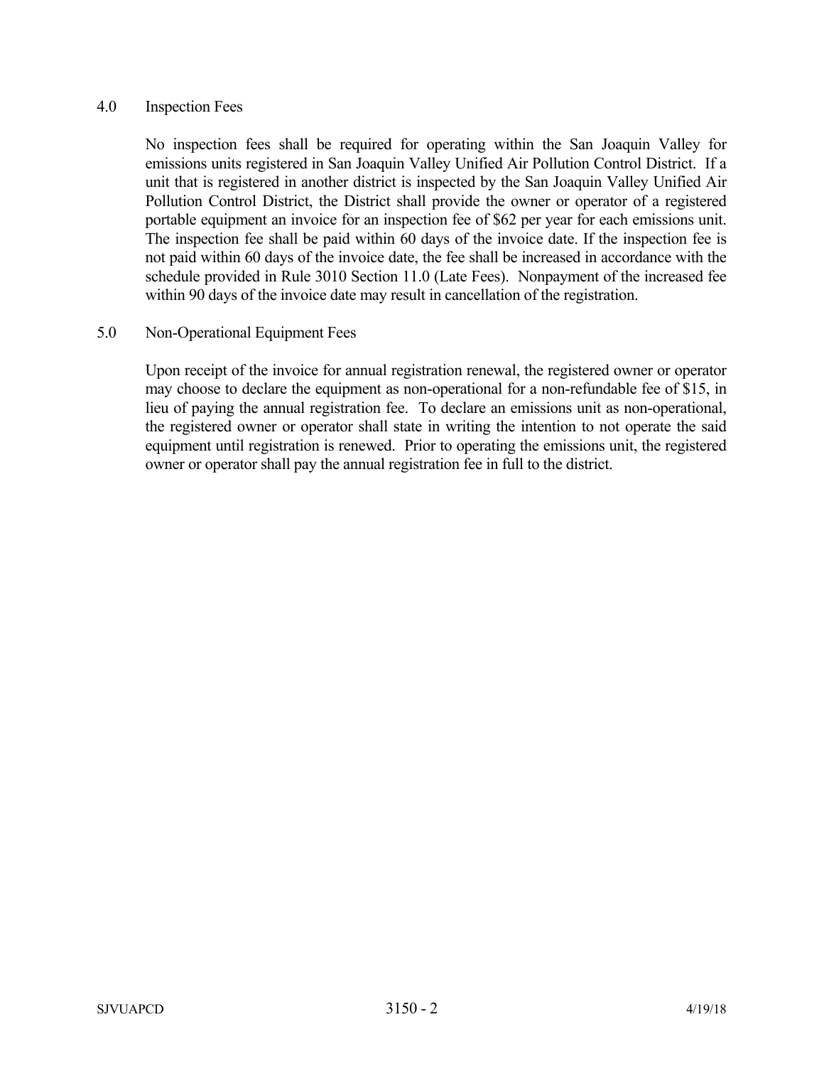## 4.0 Inspection Fees

No inspection fees shall be required for operating within the San Joaquin Valley for emissions units registered in San Joaquin Valley Unified Air Pollution Control District. If a unit that is registered in another district is inspected by the San Joaquin Valley Unified Air Pollution Control District, the District shall provide the owner or operator of a registered portable equipment an invoice for an inspection fee of $62 per year for each emissions unit. The inspection fee shall be paid within 60 days of the invoice date. If the inspection fee is not paid within 60 days of the invoice date, the fee shall be increased in accordance with the schedule provided in Rule 3010 Section 11.0 (Late Fees). Nonpayment of the increased fee within 90 days of the invoice date may result in cancellation of the registration.

## 5.0 Non-Operational Equipment Fees

Upon receipt of the invoice for annual registration renewal, the registered owner or operator may choose to declare the equipment as non-operational for a non-refundable fee of $15, in lieu of paying the annual registration fee. To declare an emissions unit as non-operational, the registered owner or operator shall state in writing the intention to not operate the said equipment until registration is renewed. Prior to operating the emissions unit, the registered owner or operator shall pay the annual registration fee in full to the district.